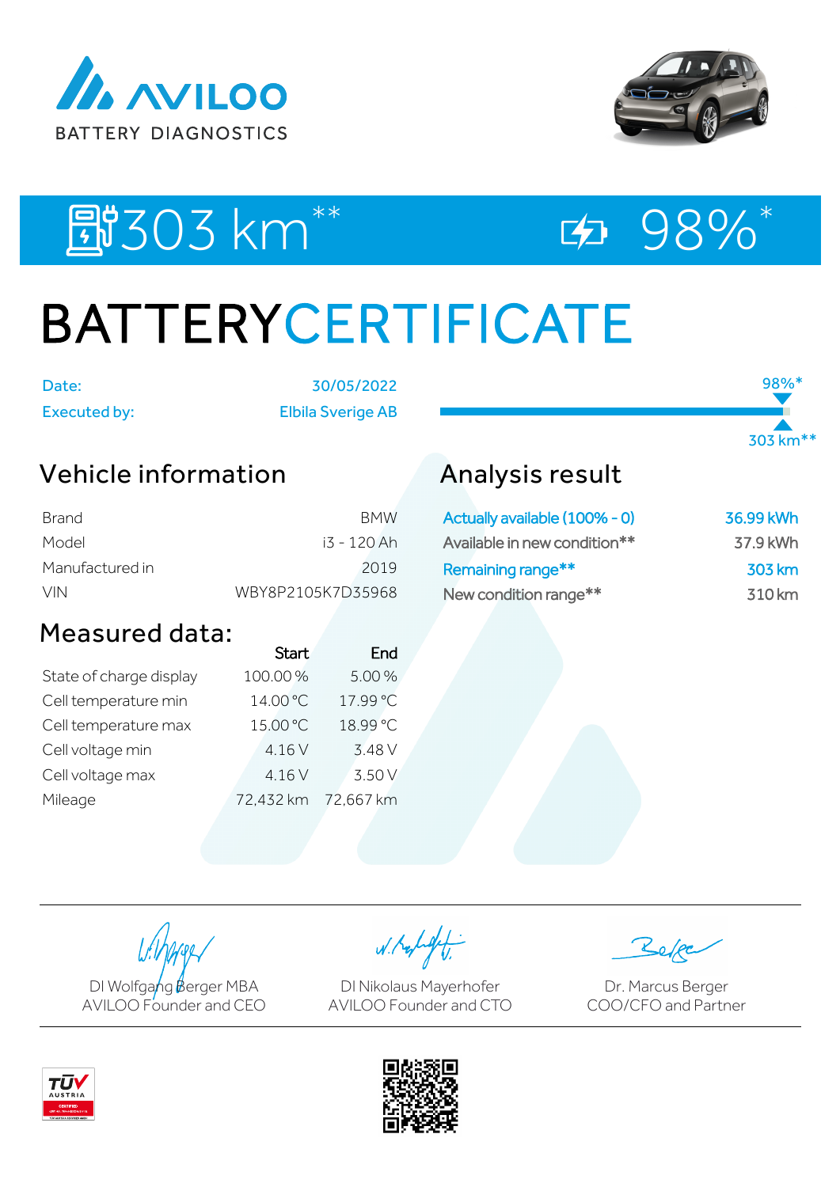AVILOO

BATTERY DIAGNOSTICS

303 km** 98%*

# BATTERYCERTIFICATE

| | |
|---|---|
| Date: | 30/05/2022 |
| Executed by: | Elbila Sverige AB |

98%*

303 km**

## Vehicle information

| | |
|---|---|
| Brand | BMW |
| Model | i3 - 120 Ah |
| Manufactured in | 2019 |
| VIN | WBY8P2105K7D35968 |

## Analysis result

| | |
|---|---|
| Actually available (100% - 0) | 36.99 kWh |
| Available in new condition** | 37.9 kWh |
| Remaining range** | 303 km |
| New condition range** | 310 km |

## Measured data:

| | Start | End |
|---|---|---|
| State of charge display | 100.00 % | 5.00 % |
| Cell temperature min | 14.00 °C | 17.99 °C |
| Cell temperature max | 15.00 °C | 18.99 °C |
| Cell voltage min | 4.16 V | 3.48 V |
| Cell voltage max | 4.16 V | 3.50 V |
| Mileage | 72,432 km | 72,667 km |

DI Wolfgang Berger MBA
AVILOO Founder and CEO

DI Nikolaus Mayerhofer
AVILOO Founder and CTO

Dr. Marcus Berger
COO/CFO and Partner

TÜV AUSTRIA CERTIFIED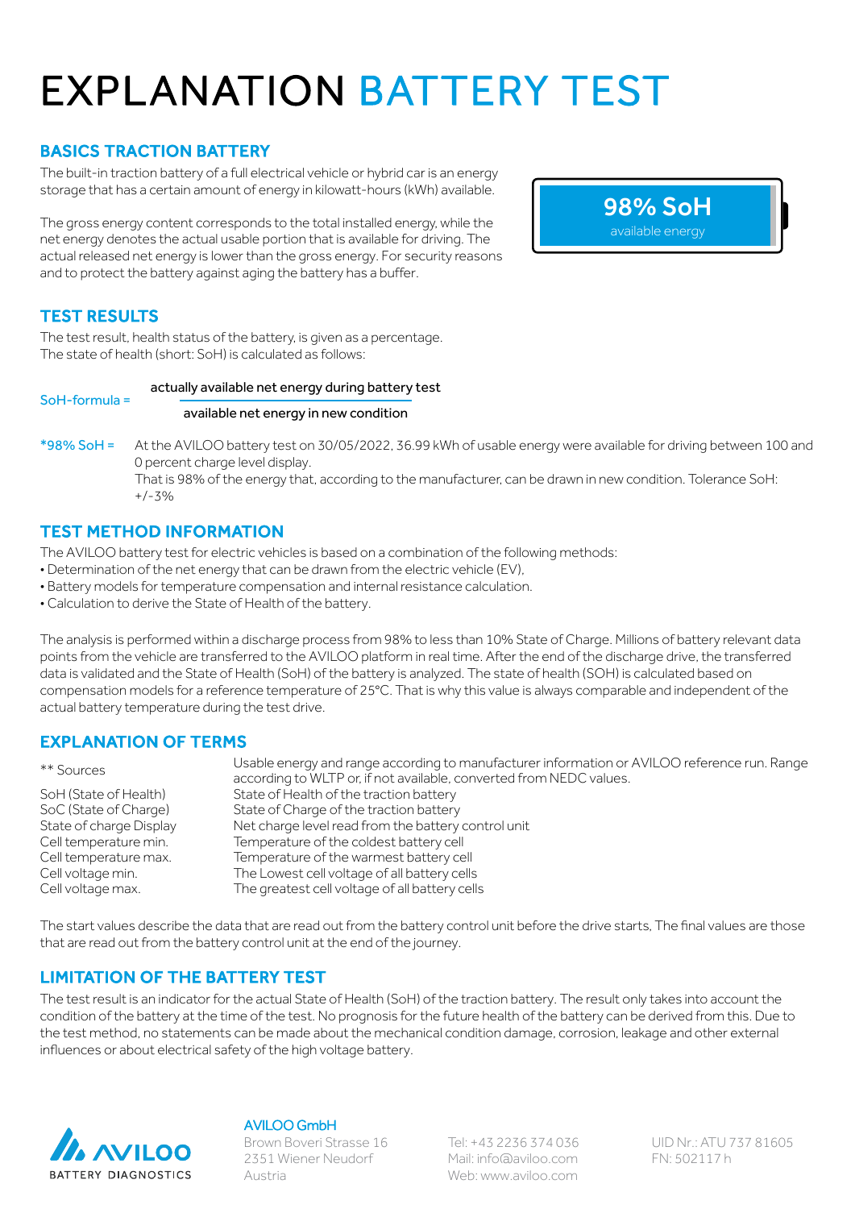# EXPLANATION BATTERY TEST

## BASICS TRACTION BATTERY

The built-in traction battery of a full electrical vehicle or hybrid car is an energy storage that has a certain amount of energy in kilowatt-hours (kWh) available.

The gross energy content corresponds to the total installed energy, while the net energy denotes the actual usable portion that is available for driving. The actual released net energy is lower than the gross energy. For security reasons and to protect the battery against aging the battery has a buffer.

**98% SoH**
available energy

## TEST RESULTS

The test result, health status of the battery, is given as a percentage.
The state of health (short: SoH) is calculated as follows:

$$\text{SoH-formula} = \frac{\text{actually available net energy during battery test}}{\text{available net energy in new condition}}$$

*98% SoH = At the AVILOO battery test on 30/05/2022, 36.99 kWh of usable energy were available for driving between 100 and 0 percent charge level display.
That is 98% of the energy that, according to the manufacturer, can be drawn in new condition. Tolerance SoH: +/-3%

## TEST METHOD INFORMATION

The AVILOO battery test for electric vehicles is based on a combination of the following methods:
- Determination of the net energy that can be drawn from the electric vehicle (EV),
- Battery models for temperature compensation and internal resistance calculation.
- Calculation to derive the State of Health of the battery.

The analysis is performed within a discharge process from 98% to less than 10% State of Charge. Millions of battery relevant data points from the vehicle are transferred to the AVILOO platform in real time. After the end of the discharge drive, the transferred data is validated and the State of Health (SoH) of the battery is analyzed. The state of health (SOH) is calculated based on compensation models for a reference temperature of 25°C. That is why this value is always comparable and independent of the actual battery temperature during the test drive.

## EXPLANATION OF TERMS

| | |
|---|---|
| ** Sources | Usable energy and range according to manufacturer information or AVILOO reference run. Range according to WLTP or, if not available, converted from NEDC values. |
| SoH (State of Health) | State of Health of the traction battery |
| SoC (State of Charge) | State of Charge of the traction battery |
| State of charge Display | Net charge level read from the battery control unit |
| Cell temperature min. | Temperature of the coldest battery cell |
| Cell temperature max. | Temperature of the warmest battery cell |
| Cell voltage min. | The Lowest cell voltage of all battery cells |
| Cell voltage max. | The greatest cell voltage of all battery cells |

The start values describe the data that are read out from the battery control unit before the drive starts, The final values are those that are read out from the battery control unit at the end of the journey.

## LIMITATION OF THE BATTERY TEST

The test result is an indicator for the actual State of Health (SoH) of the traction battery. The result only takes into account the condition of the battery at the time of the test. No prognosis for the future health of the battery can be derived from this. Due to the test method, no statements can be made about the mechanical condition damage, corrosion, leakage and other external influences or about electrical safety of the high voltage battery.

AVILOO BATTERY DIAGNOSTICS

**AVILOO GmbH**
Brown Boveri Strasse 16
2351 Wiener Neudorf
Austria

Tel: +43 2236 374 036
Mail: info@aviloo.com
Web: www.aviloo.com

UID Nr.: ATU 737 81605
FN: 502117 h